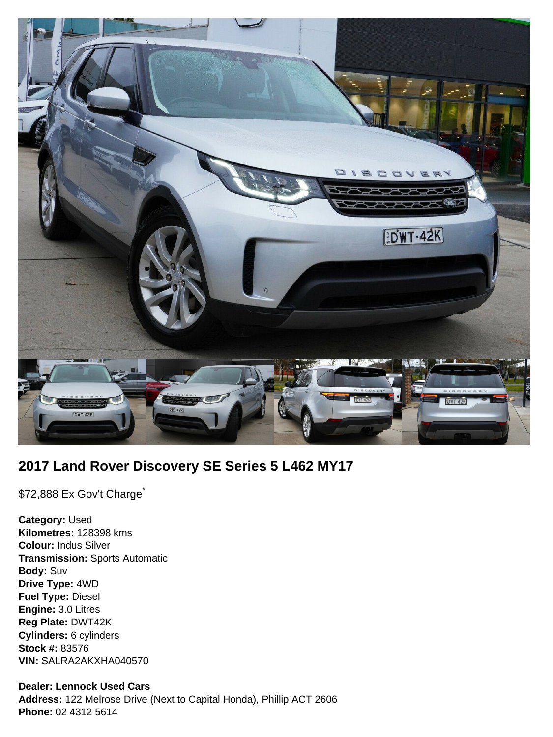## 2017 Land Rover Discovery SE Series 5 L462 MY17

$72,888 Ex Gov't Charge*

**Category:** Used
**Kilometres:** 128398 kms
**Colour:** Indus Silver
**Transmission:** Sports Automatic
**Body:** Suv
**Drive Type:** 4WD
**Fuel Type:** Diesel
**Engine:** 3.0 Litres
**Reg Plate:** DWT42K
**Cylinders:** 6 cylinders
**Stock #:** 83576
**VIN:** SALRA2AKXHA040570

**Dealer: Lennock Used Cars**
**Address:** 122 Melrose Drive (Next to Capital Honda), Phillip ACT 2606
**Phone:** 02 4312 5614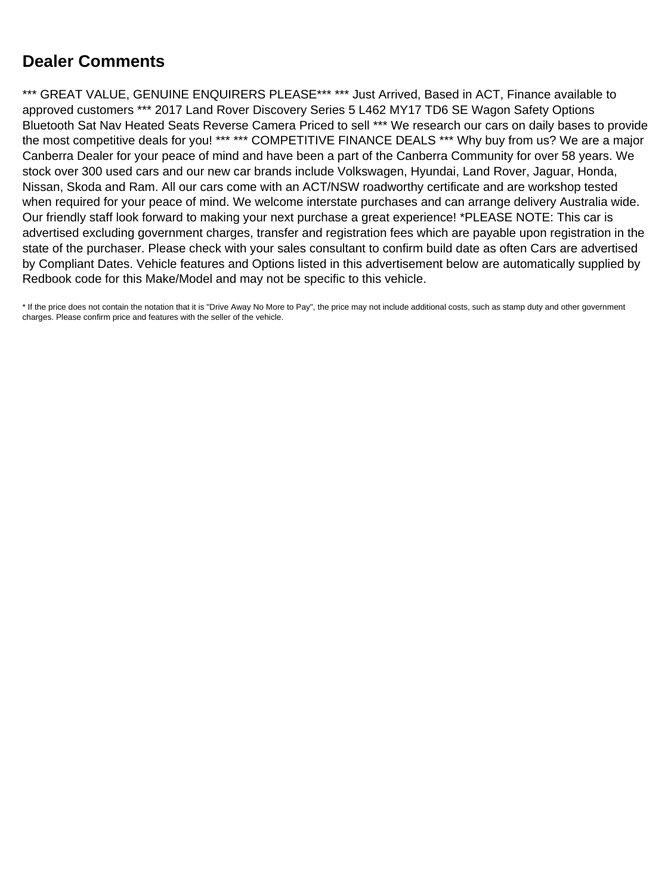## Dealer Comments

*** GREAT VALUE, GENUINE ENQUIRERS PLEASE*** *** Just Arrived, Based in ACT, Finance available to approved customers *** 2017 Land Rover Discovery Series 5 L462 MY17 TD6 SE Wagon Safety Options Bluetooth Sat Nav Heated Seats Reverse Camera Priced to sell *** We research our cars on daily bases to provide the most competitive deals for you! *** *** COMPETITIVE FINANCE DEALS *** Why buy from us? We are a major Canberra Dealer for your peace of mind and have been a part of the Canberra Community for over 58 years. We stock over 300 used cars and our new car brands include Volkswagen, Hyundai, Land Rover, Jaguar, Honda, Nissan, Skoda and Ram. All our cars come with an ACT/NSW roadworthy certificate and are workshop tested when required for your peace of mind. We welcome interstate purchases and can arrange delivery Australia wide. Our friendly staff look forward to making your next purchase a great experience! *PLEASE NOTE: This car is advertised excluding government charges, transfer and registration fees which are payable upon registration in the state of the purchaser. Please check with your sales consultant to confirm build date as often Cars are advertised by Compliant Dates. Vehicle features and Options listed in this advertisement below are automatically supplied by Redbook code for this Make/Model and may not be specific to this vehicle.

* If the price does not contain the notation that it is "Drive Away No More to Pay", the price may not include additional costs, such as stamp duty and other government charges. Please confirm price and features with the seller of the vehicle.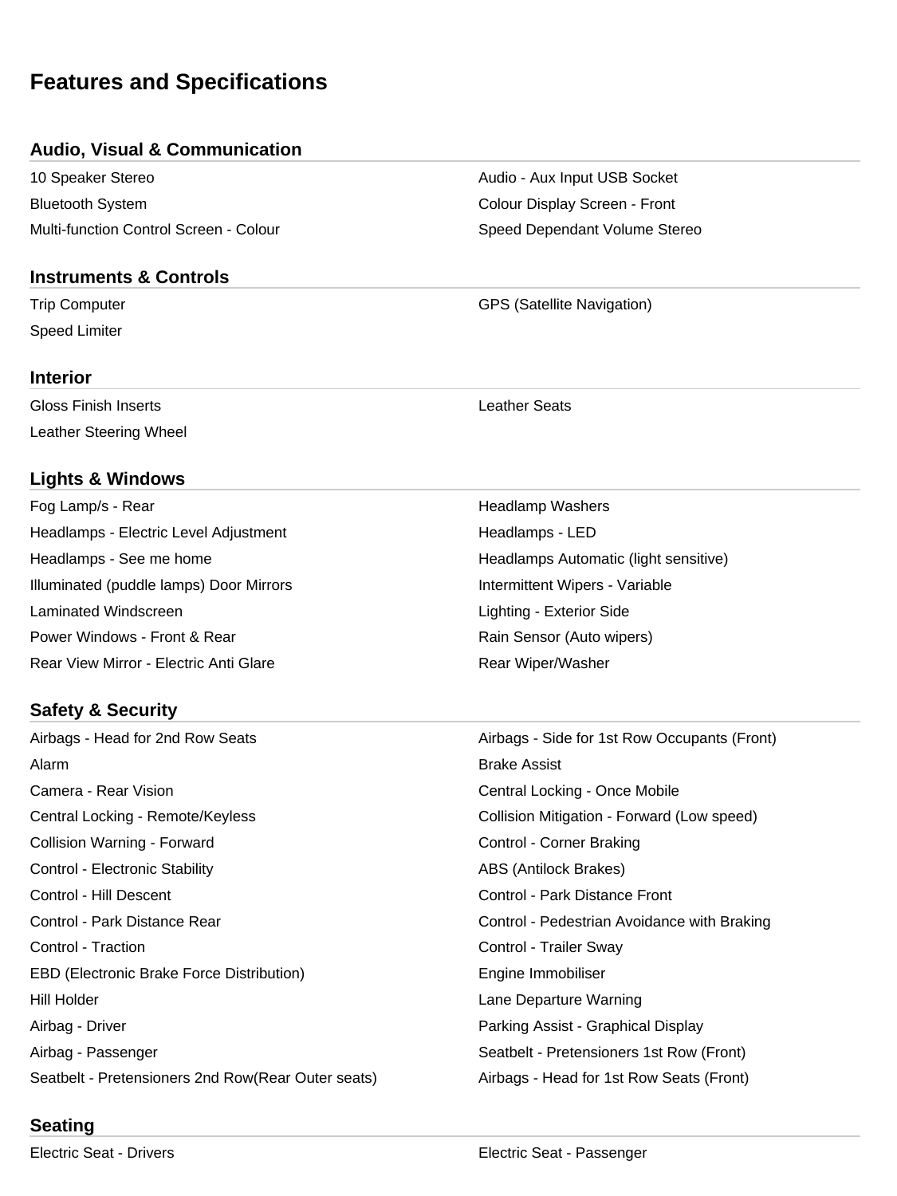# Features and Specifications

## Audio, Visual & Communication

- 10 Speaker Stereo
- Audio - Aux Input USB Socket
- Bluetooth System
- Colour Display Screen - Front
- Multi-function Control Screen - Colour
- Speed Dependant Volume Stereo

## Instruments & Controls

- Trip Computer
- GPS (Satellite Navigation)
- Speed Limiter

## Interior

- Gloss Finish Inserts
- Leather Seats
- Leather Steering Wheel

## Lights & Windows

- Fog Lamp/s - Rear
- Headlamp Washers
- Headlamps - Electric Level Adjustment
- Headlamps - LED
- Headlamps - See me home
- Headlamps Automatic (light sensitive)
- Illuminated (puddle lamps) Door Mirrors
- Intermittent Wipers - Variable
- Laminated Windscreen
- Lighting - Exterior Side
- Power Windows - Front & Rear
- Rain Sensor (Auto wipers)
- Rear View Mirror - Electric Anti Glare
- Rear Wiper/Washer

## Safety & Security

- Airbags - Head for 2nd Row Seats
- Airbags - Side for 1st Row Occupants (Front)
- Alarm
- Brake Assist
- Camera - Rear Vision
- Central Locking - Once Mobile
- Central Locking - Remote/Keyless
- Collision Mitigation - Forward (Low speed)
- Collision Warning - Forward
- Control - Corner Braking
- Control - Electronic Stability
- ABS (Antilock Brakes)
- Control - Hill Descent
- Control - Park Distance Front
- Control - Park Distance Rear
- Control - Pedestrian Avoidance with Braking
- Control - Traction
- Control - Trailer Sway
- EBD (Electronic Brake Force Distribution)
- Engine Immobiliser
- Hill Holder
- Lane Departure Warning
- Airbag - Driver
- Parking Assist - Graphical Display
- Airbag - Passenger
- Seatbelt - Pretensioners 1st Row (Front)
- Seatbelt - Pretensioners 2nd Row(Rear Outer seats)
- Airbags - Head for 1st Row Seats (Front)

## Seating

- Electric Seat - Drivers
- Electric Seat - Passenger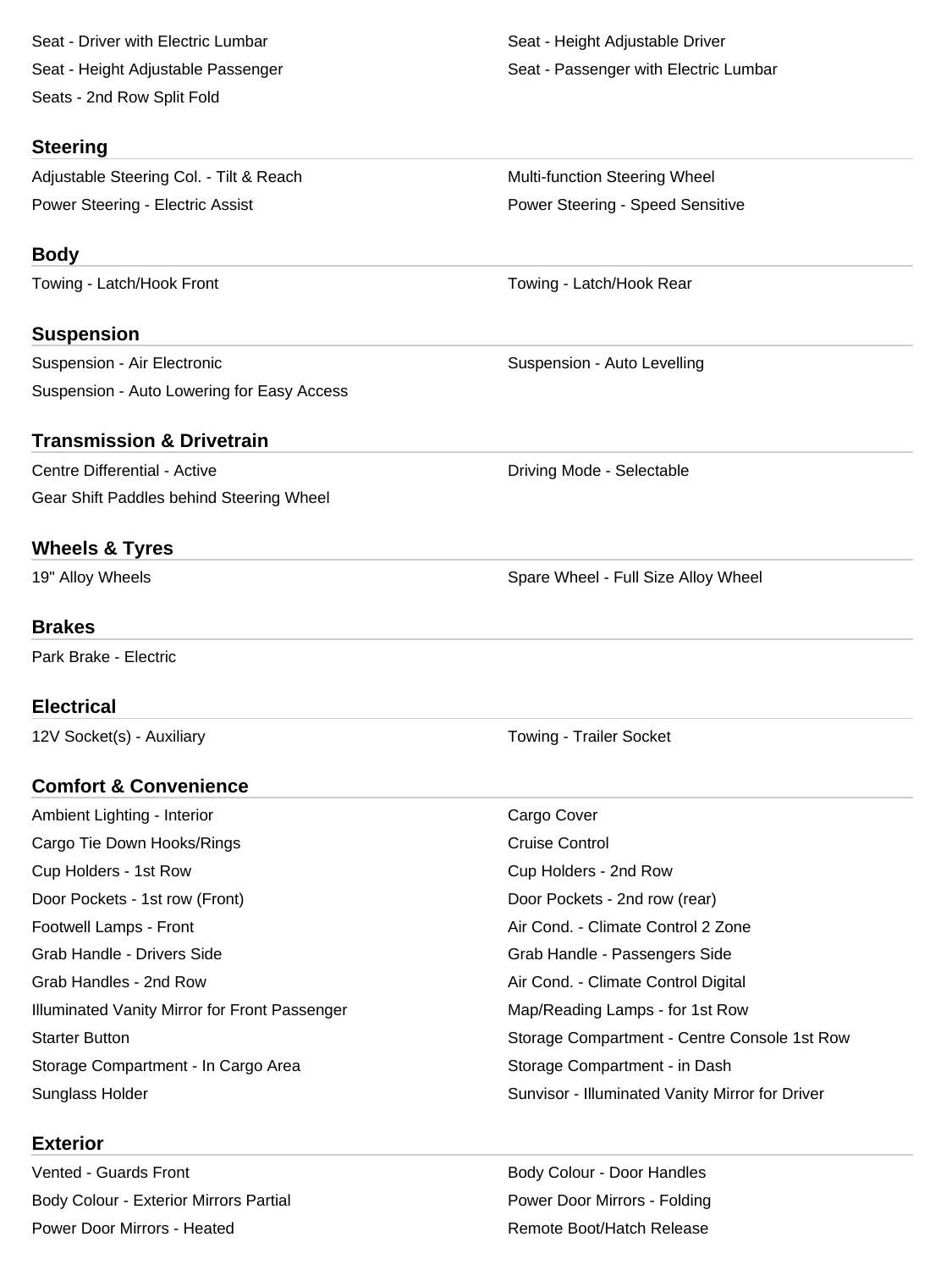Seat - Driver with Electric Lumbar
Seat - Height Adjustable Driver
Seat - Height Adjustable Passenger
Seat - Passenger with Electric Lumbar
Seats - 2nd Row Split Fold

## Steering

Adjustable Steering Col. - Tilt & Reach
Multi-function Steering Wheel
Power Steering - Electric Assist
Power Steering - Speed Sensitive

## Body

Towing - Latch/Hook Front
Towing - Latch/Hook Rear

## Suspension

Suspension - Air Electronic
Suspension - Auto Levelling
Suspension - Auto Lowering for Easy Access

## Transmission & Drivetrain

Centre Differential - Active
Driving Mode - Selectable
Gear Shift Paddles behind Steering Wheel

## Wheels & Tyres

19" Alloy Wheels
Spare Wheel - Full Size Alloy Wheel

## Brakes

Park Brake - Electric

## Electrical

12V Socket(s) - Auxiliary
Towing - Trailer Socket

## Comfort & Convenience

Ambient Lighting - Interior
Cargo Cover
Cargo Tie Down Hooks/Rings
Cruise Control
Cup Holders - 1st Row
Cup Holders - 2nd Row
Door Pockets - 1st row (Front)
Door Pockets - 2nd row (rear)
Footwell Lamps - Front
Air Cond. - Climate Control 2 Zone
Grab Handle - Drivers Side
Grab Handle - Passengers Side
Grab Handles - 2nd Row
Air Cond. - Climate Control Digital
Illuminated Vanity Mirror for Front Passenger
Map/Reading Lamps - for 1st Row
Starter Button
Storage Compartment - Centre Console 1st Row
Storage Compartment - In Cargo Area
Storage Compartment - in Dash
Sunglass Holder
Sunvisor - Illuminated Vanity Mirror for Driver

## Exterior

Vented - Guards Front
Body Colour - Door Handles
Body Colour - Exterior Mirrors Partial
Power Door Mirrors - Folding
Power Door Mirrors - Heated
Remote Boot/Hatch Release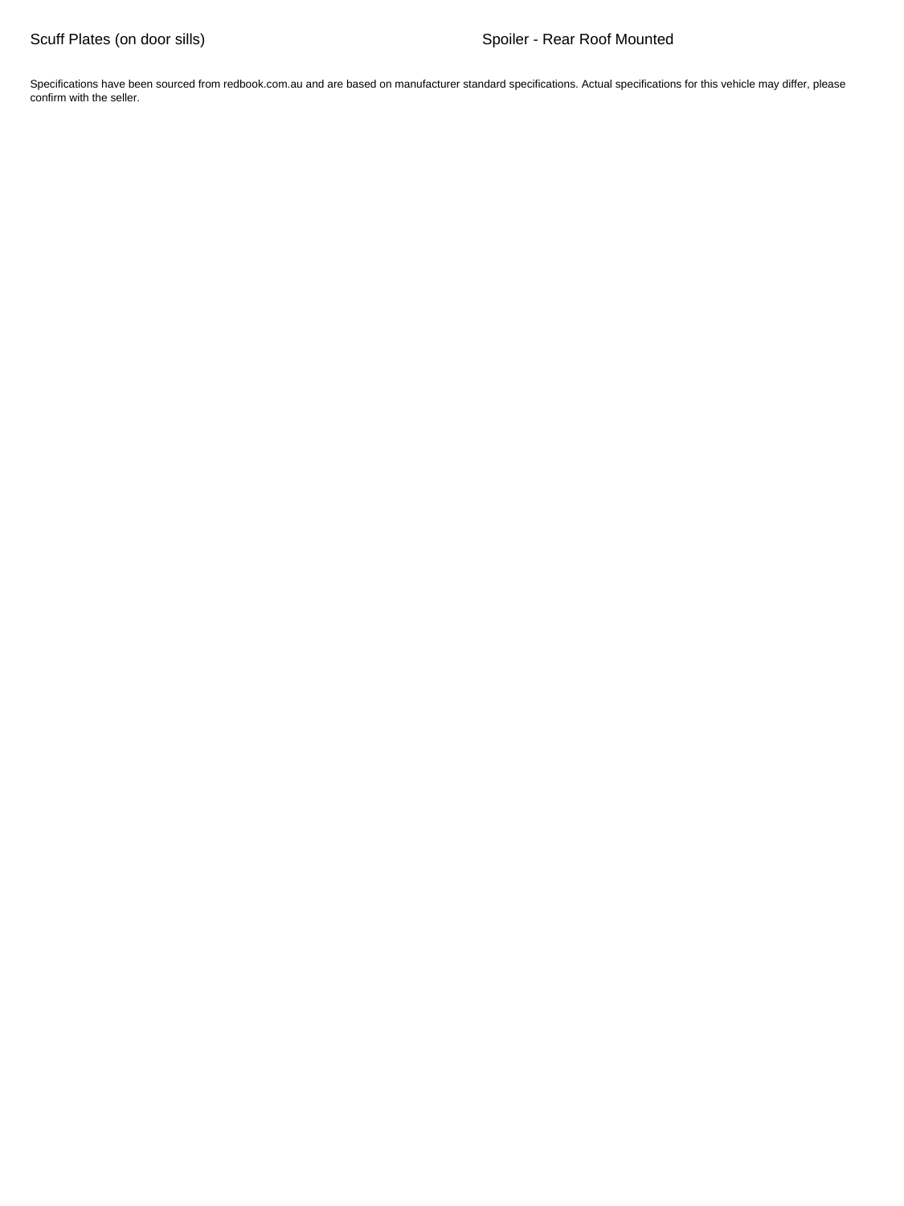Scuff Plates (on door sills)

Spoiler - Rear Roof Mounted

Specifications have been sourced from redbook.com.au and are based on manufacturer standard specifications. Actual specifications for this vehicle may differ, please confirm with the seller.